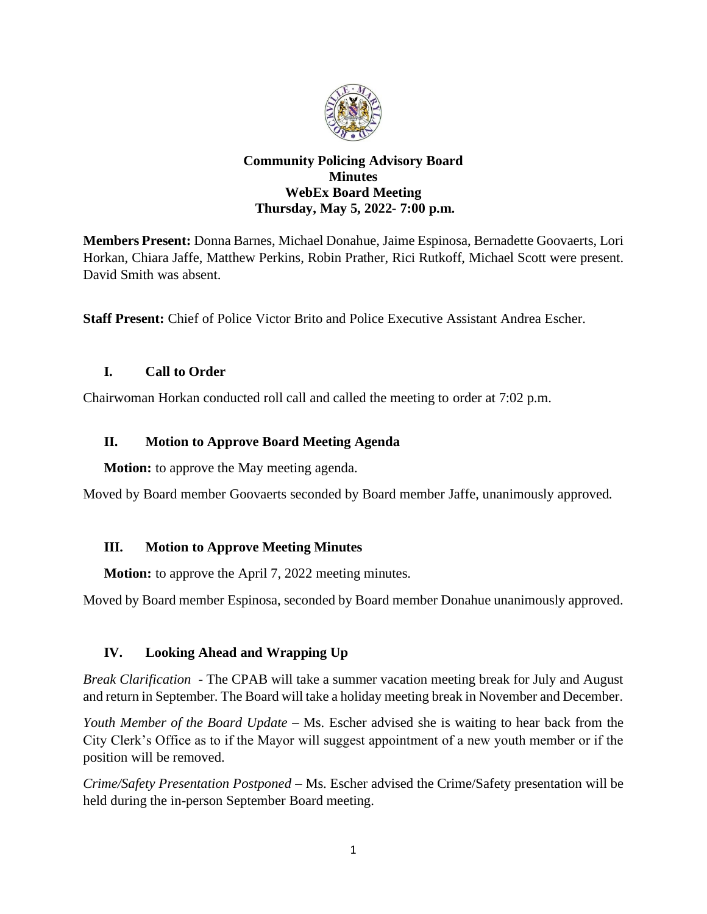# Community Policing Advisory Board
## Minutes
## WebEx Board Meeting
## Thursday, May 5, 2022- 7:00 p.m.

**Members Present:** Donna Barnes, Michael Donahue, Jaime Espinosa, Bernadette Goovaerts, Lori Horkan, Chiara Jaffe, Matthew Perkins, Robin Prather, Rici Rutkoff, Michael Scott were present. David Smith was absent.

**Staff Present:** Chief of Police Victor Brito and Police Executive Assistant Andrea Escher.

### I. Call to Order

Chairwoman Horkan conducted roll call and called the meeting to order at 7:02 p.m.

### II. Motion to Approve Board Meeting Agenda

**Motion:** to approve the May meeting agenda.

Moved by Board member Goovaerts seconded by Board member Jaffe, unanimously approved.

### III. Motion to Approve Meeting Minutes

**Motion:** to approve the April 7, 2022 meeting minutes.

Moved by Board member Espinosa, seconded by Board member Donahue unanimously approved.

### IV. Looking Ahead and Wrapping Up

*Break Clarification* - The CPAB will take a summer vacation meeting break for July and August and return in September. The Board will take a holiday meeting break in November and December.

*Youth Member of the Board Update* – Ms. Escher advised she is waiting to hear back from the City Clerk's Office as to if the Mayor will suggest appointment of a new youth member or if the position will be removed.

*Crime/Safety Presentation Postponed* – Ms. Escher advised the Crime/Safety presentation will be held during the in-person September Board meeting.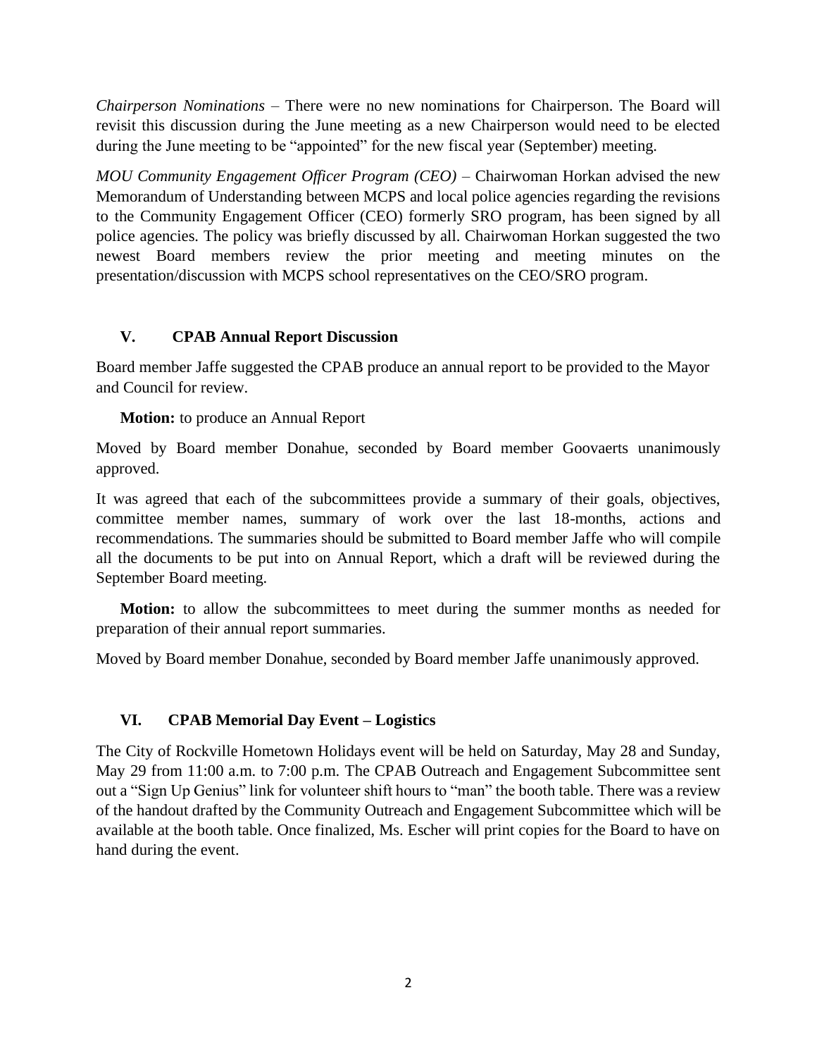*Chairperson Nominations* – There were no new nominations for Chairperson. The Board will revisit this discussion during the June meeting as a new Chairperson would need to be elected during the June meeting to be "appointed" for the new fiscal year (September) meeting.

*MOU Community Engagement Officer Program (CEO)* – Chairwoman Horkan advised the new Memorandum of Understanding between MCPS and local police agencies regarding the revisions to the Community Engagement Officer (CEO) formerly SRO program, has been signed by all police agencies. The policy was briefly discussed by all. Chairwoman Horkan suggested the two newest Board members review the prior meeting and meeting minutes on the presentation/discussion with MCPS school representatives on the CEO/SRO program.

## V. CPAB Annual Report Discussion

Board member Jaffe suggested the CPAB produce an annual report to be provided to the Mayor and Council for review.

**Motion:** to produce an Annual Report

Moved by Board member Donahue, seconded by Board member Goovaerts unanimously approved.

It was agreed that each of the subcommittees provide a summary of their goals, objectives, committee member names, summary of work over the last 18-months, actions and recommendations. The summaries should be submitted to Board member Jaffe who will compile all the documents to be put into on Annual Report, which a draft will be reviewed during the September Board meeting.

**Motion:** to allow the subcommittees to meet during the summer months as needed for preparation of their annual report summaries.

Moved by Board member Donahue, seconded by Board member Jaffe unanimously approved.

## VI. CPAB Memorial Day Event – Logistics

The City of Rockville Hometown Holidays event will be held on Saturday, May 28 and Sunday, May 29 from 11:00 a.m. to 7:00 p.m. The CPAB Outreach and Engagement Subcommittee sent out a "Sign Up Genius" link for volunteer shift hours to "man" the booth table. There was a review of the handout drafted by the Community Outreach and Engagement Subcommittee which will be available at the booth table. Once finalized, Ms. Escher will print copies for the Board to have on hand during the event.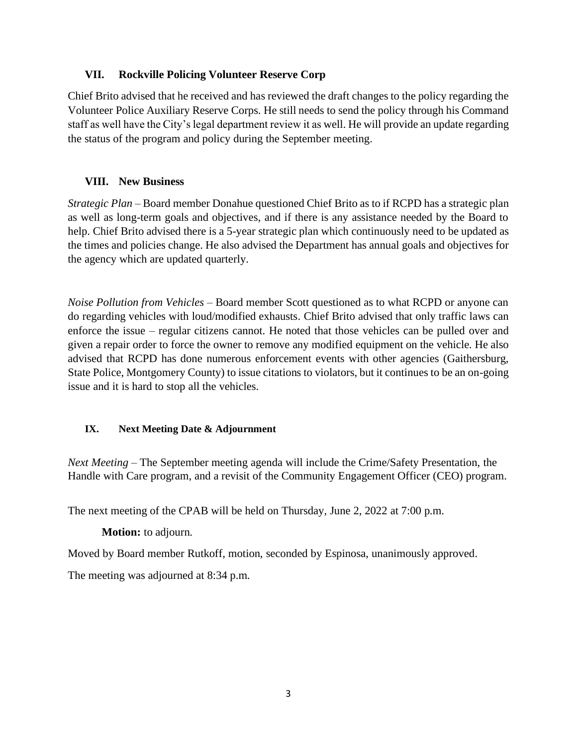## VII. Rockville Policing Volunteer Reserve Corp

Chief Brito advised that he received and has reviewed the draft changes to the policy regarding the Volunteer Police Auxiliary Reserve Corps. He still needs to send the policy through his Command staff as well have the City's legal department review it as well. He will provide an update regarding the status of the program and policy during the September meeting.

## VIII. New Business

*Strategic Plan* – Board member Donahue questioned Chief Brito as to if RCPD has a strategic plan as well as long-term goals and objectives, and if there is any assistance needed by the Board to help. Chief Brito advised there is a 5-year strategic plan which continuously need to be updated as the times and policies change. He also advised the Department has annual goals and objectives for the agency which are updated quarterly.

*Noise Pollution from Vehicles* – Board member Scott questioned as to what RCPD or anyone can do regarding vehicles with loud/modified exhausts. Chief Brito advised that only traffic laws can enforce the issue – regular citizens cannot. He noted that those vehicles can be pulled over and given a repair order to force the owner to remove any modified equipment on the vehicle. He also advised that RCPD has done numerous enforcement events with other agencies (Gaithersburg, State Police, Montgomery County) to issue citations to violators, but it continues to be an on-going issue and it is hard to stop all the vehicles.

## IX. Next Meeting Date & Adjournment

*Next Meeting* – The September meeting agenda will include the Crime/Safety Presentation, the Handle with Care program, and a revisit of the Community Engagement Officer (CEO) program.

The next meeting of the CPAB will be held on Thursday, June 2, 2022 at 7:00 p.m.

**Motion:** to adjourn.

Moved by Board member Rutkoff, motion, seconded by Espinosa, unanimously approved.

The meeting was adjourned at 8:34 p.m.